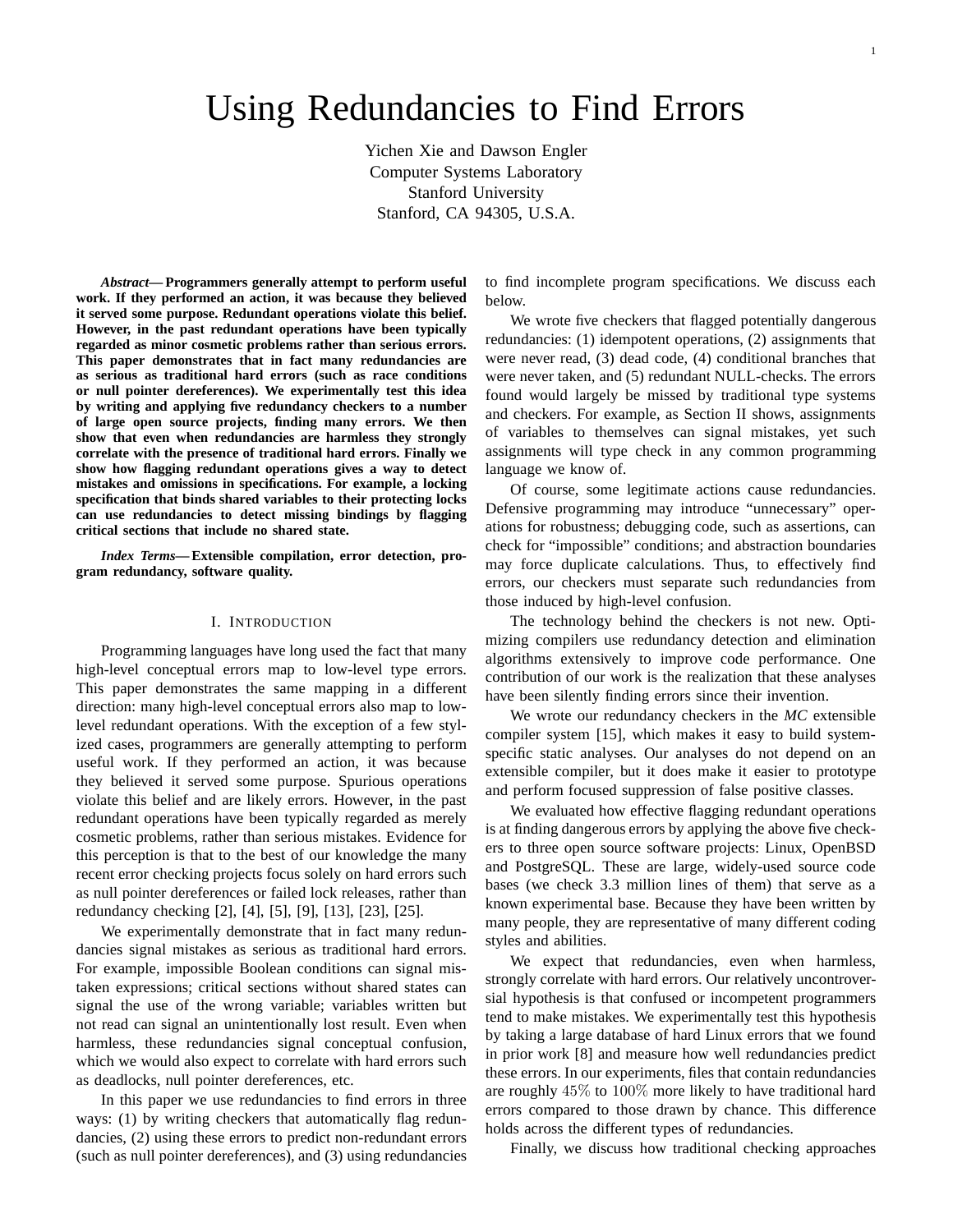# Using Redundancies to Find Errors

Yichen Xie and Dawson Engler
Computer Systems Laboratory
Stanford University
Stanford, CA 94305, U.S.A.

***Abstract*— Programmers generally attempt to perform useful work. If they performed an action, it was because they believed it served some purpose. Redundant operations violate this belief. However, in the past redundant operations have been typically regarded as minor cosmetic problems rather than serious errors. This paper demonstrates that in fact many redundancies are as serious as traditional hard errors (such as race conditions or null pointer dereferences). We experimentally test this idea by writing and applying five redundancy checkers to a number of large open source projects, finding many errors. We then show that even when redundancies are harmless they strongly correlate with the presence of traditional hard errors. Finally we show how flagging redundant operations gives a way to detect mistakes and omissions in specifications. For example, a locking specification that binds shared variables to their protecting locks can use redundancies to detect missing bindings by flagging critical sections that include no shared state.**

***Index Terms*— Extensible compilation, error detection, program redundancy, software quality.**

## I. Introduction

Programming languages have long used the fact that many high-level conceptual errors map to low-level type errors. This paper demonstrates the same mapping in a different direction: many high-level conceptual errors also map to low-level redundant operations. With the exception of a few stylized cases, programmers are generally attempting to perform useful work. If they performed an action, it was because they believed it served some purpose. Spurious operations violate this belief and are likely errors. However, in the past redundant operations have been typically regarded as merely cosmetic problems, rather than serious mistakes. Evidence for this perception is that to the best of our knowledge the many recent error checking projects focus solely on hard errors such as null pointer dereferences or failed lock releases, rather than redundancy checking [2], [4], [5], [9], [13], [23], [25].

We experimentally demonstrate that in fact many redundancies signal mistakes as serious as traditional hard errors. For example, impossible Boolean conditions can signal mistaken expressions; critical sections without shared states can signal the use of the wrong variable; variables written but not read can signal an unintentionally lost result. Even when harmless, these redundancies signal conceptual confusion, which we would also expect to correlate with hard errors such as deadlocks, null pointer dereferences, etc.

In this paper we use redundancies to find errors in three ways: (1) by writing checkers that automatically flag redundancies, (2) using these errors to predict non-redundant errors (such as null pointer dereferences), and (3) using redundancies to find incomplete program specifications. We discuss each below.

We wrote five checkers that flagged potentially dangerous redundancies: (1) idempotent operations, (2) assignments that were never read, (3) dead code, (4) conditional branches that were never taken, and (5) redundant NULL-checks. The errors found would largely be missed by traditional type systems and checkers. For example, as Section II shows, assignments of variables to themselves can signal mistakes, yet such assignments will type check in any common programming language we know of.

Of course, some legitimate actions cause redundancies. Defensive programming may introduce "unnecessary" operations for robustness; debugging code, such as assertions, can check for "impossible" conditions; and abstraction boundaries may force duplicate calculations. Thus, to effectively find errors, our checkers must separate such redundancies from those induced by high-level confusion.

The technology behind the checkers is not new. Optimizing compilers use redundancy detection and elimination algorithms extensively to improve code performance. One contribution of our work is the realization that these analyses have been silently finding errors since their invention.

We wrote our redundancy checkers in the *MC* extensible compiler system [15], which makes it easy to build system-specific static analyses. Our analyses do not depend on an extensible compiler, but it does make it easier to prototype and perform focused suppression of false positive classes.

We evaluated how effective flagging redundant operations is at finding dangerous errors by applying the above five checkers to three open source software projects: Linux, OpenBSD and PostgreSQL. These are large, widely-used source code bases (we check 3.3 million lines of them) that serve as a known experimental base. Because they have been written by many people, they are representative of many different coding styles and abilities.

We expect that redundancies, even when harmless, strongly correlate with hard errors. Our relatively uncontroversial hypothesis is that confused or incompetent programmers tend to make mistakes. We experimentally test this hypothesis by taking a large database of hard Linux errors that we found in prior work [8] and measure how well redundancies predict these errors. In our experiments, files that contain redundancies are roughly $45\%$ to $100\%$ more likely to have traditional hard errors compared to those drawn by chance. This difference holds across the different types of redundancies.

Finally, we discuss how traditional checking approaches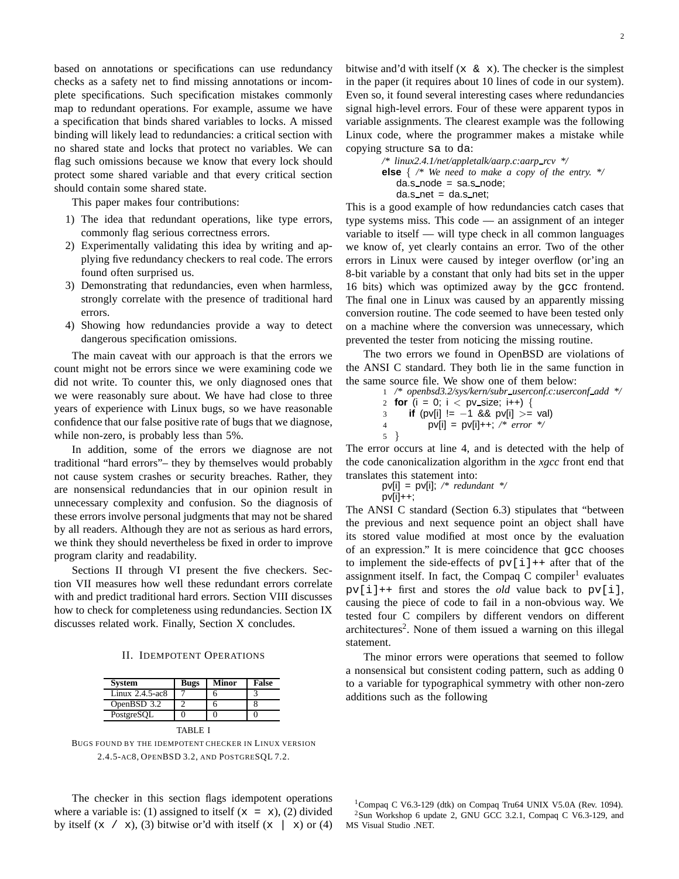based on annotations or specifications can use redundancy checks as a safety net to find missing annotations or incomplete specifications. Such specification mistakes commonly map to redundant operations. For example, assume we have a specification that binds shared variables to locks. A missed binding will likely lead to redundancies: a critical section with no shared state and locks that protect no variables. We can flag such omissions because we know that every lock should protect some shared variable and that every critical section should contain some shared state.

This paper makes four contributions:

1) The idea that redundant operations, like type errors, commonly flag serious correctness errors.
2) Experimentally validating this idea by writing and applying five redundancy checkers to real code. The errors found often surprised us.
3) Demonstrating that redundancies, even when harmless, strongly correlate with the presence of traditional hard errors.
4) Showing how redundancies provide a way to detect dangerous specification omissions.

The main caveat with our approach is that the errors we count might not be errors since we were examining code we did not write. To counter this, we only diagnosed ones that we were reasonably sure about. We have had close to three years of experience with Linux bugs, so we have reasonable confidence that our false positive rate of bugs that we diagnose, while non-zero, is probably less than 5%.

In addition, some of the errors we diagnose are not traditional "hard errors"– they by themselves would probably not cause system crashes or security breaches. Rather, they are nonsensical redundancies that in our opinion result in unnecessary complexity and confusion. So the diagnosis of these errors involve personal judgments that may not be shared by all readers. Although they are not as serious as hard errors, we think they should nevertheless be fixed in order to improve program clarity and readability.

Sections II through VI present the five checkers. Section VII measures how well these redundant errors correlate with and predict traditional hard errors. Section VIII discusses how to check for completeness using redundancies. Section IX discusses related work. Finally, Section X concludes.

## II. Idempotent Operations

| System | Bugs | Minor | False |
|---|---|---|---|
| Linux 2.4.5-ac8 | 7 | 6 | 3 |
| OpenBSD 3.2 | 2 | 6 | 8 |
| PostgreSQL | 0 | 0 | 0 |

TABLE I

BUGS FOUND BY THE IDEMPOTENT CHECKER IN LINUX VERSION 2.4.5-AC8, OPENBSD 3.2, AND POSTGRESQL 7.2.

The checker in this section flags idempotent operations where a variable is: (1) assigned to itself (`x = x`), (2) divided by itself (`x / x`), (3) bitwise or'd with itself (`x | x`) or (4) bitwise and'd with itself (`x & x`). The checker is the simplest in the paper (it requires about 10 lines of code in our system). Even so, it found several interesting cases where redundancies signal high-level errors. Four of these were apparent typos in variable assignments. The clearest example was the following Linux code, where the programmer makes a mistake while copying structure `sa` to `da`:

```
/* linux2.4.1/net/appletalk/aarp.c:aarp_rcv */
else { /* We need to make a copy of the entry. */
   da.s_node = sa.s_node;
   da.s_net = da.s_net;
```

This is a good example of how redundancies catch cases that type systems miss. This code — an assignment of an integer variable to itself — will type check in all common languages we know of, yet clearly contains an error. Two of the other errors in Linux were caused by integer overflow (or'ing an 8-bit variable by a constant that only had bits set in the upper 16 bits) which was optimized away by the `gcc` frontend. The final one in Linux was caused by an apparently missing conversion routine. The code seemed to have been tested only on a machine where the conversion was unnecessary, which prevented the tester from noticing the missing routine.

The two errors we found in OpenBSD are violations of the ANSI C standard. They both lie in the same function in the same source file. We show one of them below:

```
1  /* openbsd3.2/sys/kern/subr_userconf.c:userconf_add */
2  for (i = 0; i < pv_size; i++) {
3      if (pv[i] != -1 && pv[i] >= val)
4          pv[i] = pv[i]++; /* error */
5  }
```

The error occurs at line 4, and is detected with the help of the code canonicalization algorithm in the *xgcc* front end that translates this statement into:

```
pv[i] = pv[i]; /* redundant */
pv[i]++;
```

The ANSI C standard (Section 6.3) stipulates that "between the previous and next sequence point an object shall have its stored value modified at most once by the evaluation of an expression." It is mere coincidence that `gcc` chooses to implement the side-effects of `pv[i]++` after that of the assignment itself. In fact, the Compaq C compiler[1] evaluates `pv[i]++` first and stores the *old* value back to `pv[i]`, causing the piece of code to fail in a non-obvious way. We tested four C compilers by different vendors on different architectures[2]. None of them issued a warning on this illegal statement.

The minor errors were operations that seemed to follow a nonsensical but consistent coding pattern, such as adding 0 to a variable for typographical symmetry with other non-zero additions such as the following

[1] Compaq C V6.3-129 (dtk) on Compaq Tru64 UNIX V5.0A (Rev. 1094).

[2] Sun Workshop 6 update 2, GNU GCC 3.2.1, Compaq C V6.3-129, and MS Visual Studio .NET.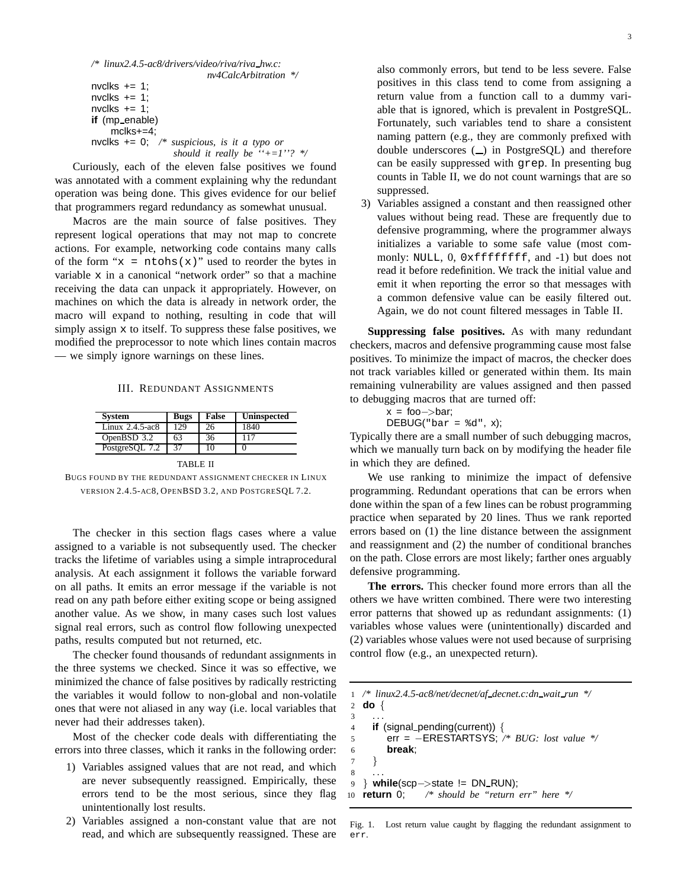```
/* linux2.4.5-ac8/drivers/video/riva/riva_hw.c:
                                nv4CalcArbitration */
nvclks += 1;
nvclks += 1;
nvclks += 1;
if (mp_enable)
    mclks+=4;
nvclks += 0;  /* suspicious, is it a typo or
                 should it really be ``+=1''? */
```

Curiously, each of the eleven false positives we found was annotated with a comment explaining why the redundant operation was being done. This gives evidence for our belief that programmers regard redundancy as somewhat unusual.

Macros are the main source of false positives. They represent logical operations that may not map to concrete actions. For example, networking code contains many calls of the form "`x = ntohs(x)`" used to reorder the bytes in variable `x` in a canonical "network order" so that a machine receiving the data can unpack it appropriately. However, on machines on which the data is already in network order, the macro will expand to nothing, resulting in code that will simply assign `x` to itself. To suppress these false positives, we modified the preprocessor to note which lines contain macros — we simply ignore warnings on these lines.

## III. Redundant Assignments

| System | Bugs | False | Uninspected |
|---|---|---|---|
| Linux 2.4.5-ac8 | 129 | 26 | 1840 |
| OpenBSD 3.2 | 63 | 36 | 117 |
| PostgreSQL 7.2 | 37 | 10 | 0 |

TABLE II

Bugs found by the redundant assignment checker in Linux version 2.4.5-ac8, OpenBSD 3.2, and PostgreSQL 7.2.

The checker in this section flags cases where a value assigned to a variable is not subsequently used. The checker tracks the lifetime of variables using a simple intraprocedural analysis. At each assignment it follows the variable forward on all paths. It emits an error message if the variable is not read on any path before either exiting scope or being assigned another value. As we show, in many cases such lost values signal real errors, such as control flow following unexpected paths, results computed but not returned, etc.

The checker found thousands of redundant assignments in the three systems we checked. Since it was so effective, we minimized the chance of false positives by radically restricting the variables it would follow to non-global and non-volatile ones that were not aliased in any way (i.e. local variables that never had their addresses taken).

Most of the checker code deals with differentiating the errors into three classes, which it ranks in the following order:

1) Variables assigned values that are not read, and which are never subsequently reassigned. Empirically, these errors tend to be the most serious, since they flag unintentionally lost results.
2) Variables assigned a non-constant value that are not read, and which are subsequently reassigned. These are also commonly errors, but tend to be less severe. False positives in this class tend to come from assigning a return value from a function call to a dummy variable that is ignored, which is prevalent in PostgreSQL. Fortunately, such variables tend to share a consistent naming pattern (e.g., they are commonly prefixed with double underscores (__) in PostgreSQL) and therefore can be easily suppressed with `grep`. In presenting bug counts in Table II, we do not count warnings that are so suppressed.
3) Variables assigned a constant and then reassigned other values without being read. These are frequently due to defensive programming, where the programmer always initializes a variable to some safe value (most commonly: `NULL`, 0, `0xffffffff`, and -1) but does not read it before redefinition. We track the initial value and emit it when reporting the error so that messages with a common defensive value can be easily filtered out. Again, we do not count filtered messages in Table II.

**Suppressing false positives.** As with many redundant checkers, macros and defensive programming cause most false positives. To minimize the impact of macros, the checker does not track variables killed or generated within them. Its main remaining vulnerability are values assigned and then passed to debugging macros that are turned off:

```
x = foo->bar;
DEBUG("bar = %d", x);
```

Typically there are a small number of such debugging macros, which we manually turn back on by modifying the header file in which they are defined.

We use ranking to minimize the impact of defensive programming. Redundant operations that can be errors when done within the span of a few lines can be robust programming practice when separated by 20 lines. Thus we rank reported errors based on (1) the line distance between the assignment and reassignment and (2) the number of conditional branches on the path. Close errors are most likely; farther ones arguably defensive programming.

**The errors.** This checker found more errors than all the others we have written combined. There were two interesting error patterns that showed up as redundant assignments: (1) variables whose values were (unintentionally) discarded and (2) variables whose values were not used because of surprising control flow (e.g., an unexpected return).

```
1  /* linux2.4.5-ac8/net/decnet/af_decnet.c:dn_wait_run */
2  do {
3      ...
4      if (signal_pending(current)) {
5          err = -ERESTARTSYS; /* BUG: lost value */
6          break;
7      }
8      ...
9  } while(scp->state != DN_RUN);
10 return 0;    /* should be "return err" here */
```

Fig. 1. Lost return value caught by flagging the redundant assignment to `err`.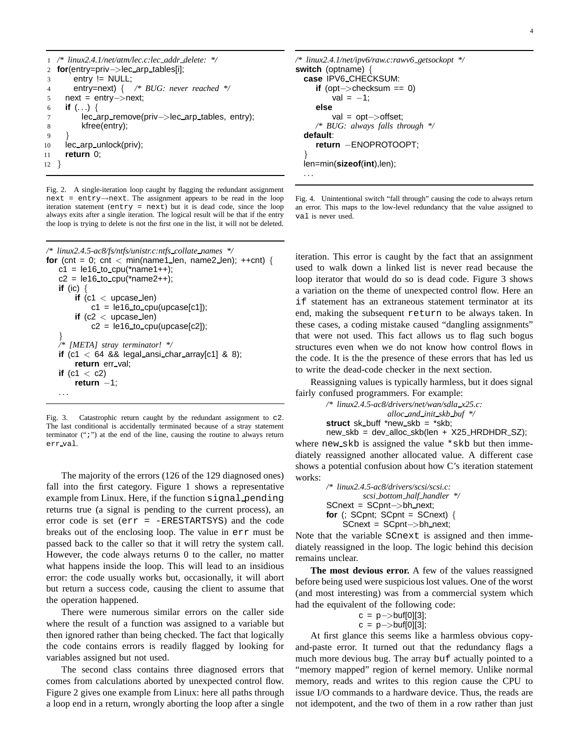```
1  /* linux2.4.1/net/atm/lec.c:lec_addr_delete: */
2  for(entry=priv->lec_arp_tables[i];
3      entry != NULL;
4      entry=next) {   /* BUG: never reached */
5    next = entry->next;
6    if (...) {
7        lec_arp_remove(priv->lec_arp_tables, entry);
8        kfree(entry);
9    }
10   lec_arp_unlock(priv);
11   return 0;
12 }
```

Fig. 2. A single-iteration loop caught by flagging the redundant assignment `next = entry→next`. The assignment appears to be read in the loop iteration statement (`entry = next`) but it is dead code, since the loop always exits after a single iteration. The logical result will be that if the entry the loop is trying to delete is not the first one in the list, it will not be deleted.

```
/* linux2.4.5-ac8/fs/ntfs/unistr.c:ntfs_collate_names */
for (cnt = 0; cnt < min(name1_len, name2_len); ++cnt) {
    c1 = le16_to_cpu(*name1++);
    c2 = le16_to_cpu(*name2++);
    if (ic) {
        if (c1 < upcase_len)
            c1 = le16_to_cpu(upcase[c1]);
        if (c2 < upcase_len)
            c2 = le16_to_cpu(upcase[c2]);
    }
    /* [META] stray terminator! */
    if (c1 < 64 && legal_ansi_char_array[c1] & 8);
        return err_val;
    if (c1 < c2)
        return -1;
    ...
```

Fig. 3. Catastrophic return caught by the redundant assignment to `c2`. The last conditional is accidentally terminated because of a stray statement terminator (";") at the end of the line, causing the routine to always return `err_val`.

The majority of the errors (126 of the 129 diagnosed ones) fall into the first category. Figure 1 shows a representative example from Linux. Here, if the function `signal_pending` returns true (a signal is pending to the current process), an error code is set (`err = -ERESTARTSYS`) and the code breaks out of the enclosing loop. The value in `err` must be passed back to the caller so that it will retry the system call. However, the code always returns 0 to the caller, no matter what happens inside the loop. This will lead to an insidious error: the code usually works but, occasionally, it will abort but return a success code, causing the client to assume that the operation happened.

There were numerous similar errors on the caller side where the result of a function was assigned to a variable but then ignored rather than being checked. The fact that logically the code contains errors is readily flagged by looking for variables assigned but not used.

The second class contains three diagnosed errors that comes from calculations aborted by unexpected control flow. Figure 2 gives one example from Linux: here all paths through a loop end in a return, wrongly aborting the loop after a single iteration. This error is caught by the fact that an assignment used to walk down a linked list is never read because the loop iterator that would do so is dead code. Figure 3 shows a variation on the theme of unexpected control flow. Here an `if` statement has an extraneous statement terminator at its end, making the subsequent `return` to be always taken. In these cases, a coding mistake caused "dangling assignments" that were not used. This fact allows us to flag such bogus structures even when we do not know how control flows in the code. It is the the presence of these errors that has led us to write the dead-code checker in the next section.

```
/* linux2.4.1/net/ipv6/raw.c:rawv6_getsockopt */
switch (optname) {
  case IPV6_CHECKSUM:
     if (opt->checksum == 0)
         val = -1;
     else
         val = opt->offset;
     /* BUG: always falls through */
  default:
     return -ENOPROTOOPT;
}
len=min(sizeof(int),len);
...
```

Fig. 4. Unintentional switch "fall through" causing the code to always return an error. This maps to the low-level redundancy that the value assigned to `val` is never used.

Reassigning values is typically harmless, but it does signal fairly confused programmers. For example:

```
/* linux2.4.5-ac8/drivers/net/wan/sdla_x25.c:
        alloc_and_init_skb_buf */
struct sk_buff *new_skb = *skb;
new_skb = dev_alloc_skb(len + X25_HRDHDR_SZ);
```

where `new_skb` is assigned the value `*skb` but then immediately reassigned another allocated value. A different case shows a potential confusion about how C's iteration statement works:

```
/* linux2.4.5-ac8/drivers/scsi/scsi.c:
      scsi_bottom_half_handler */
SCnext = SCpnt->bh_next;
for (; SCpnt; SCpnt = SCnext) {
    SCnext = SCpnt->bh_next;
```

Note that the variable `SCnext` is assigned and then immediately reassigned in the loop. The logic behind this decision remains unclear.

**The most devious error.** A few of the values reassigned before being used were suspicious lost values. One of the worst (and most interesting) was from a commercial system which had the equivalent of the following code:

```
c = p->buf[0][3];
c = p->buf[0][3];
```

At first glance this seems like a harmless obvious copy-and-paste error. It turned out that the redundancy flags a much more devious bug. The array `buf` actually pointed to a "memory mapped" region of kernel memory. Unlike normal memory, reads and writes to this region cause the CPU to issue I/O commands to a hardware device. Thus, the reads are not idempotent, and the two of them in a row rather than just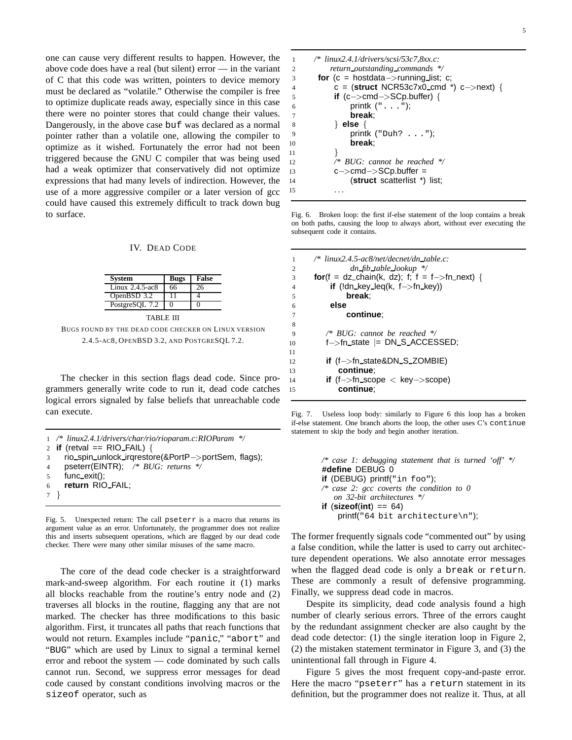one can cause very different results to happen. However, the above code does have a real (but silent) error — in the variant of C that this code was written, pointers to device memory must be declared as "volatile." Otherwise the compiler is free to optimize duplicate reads away, especially since in this case there were no pointer stores that could change their values. Dangerously, in the above case `buf` was declared as a normal pointer rather than a volatile one, allowing the compiler to optimize as it wished. Fortunately the error had not been triggered because the GNU C compiler that was being used had a weak optimizer that conservatively did not optimize expressions that had many levels of indirection. However, the use of a more aggressive compiler or a later version of gcc could have caused this extremely difficult to track down bug to surface.

## IV. Dead Code

| System | Bugs | False |
|---|---|---|
| Linux 2.4.5-ac8 | 66 | 26 |
| OpenBSD 3.2 | 11 | 4 |
| PostgreSQL 7.2 | 0 | 0 |

TABLE III

BUGS FOUND BY THE DEAD CODE CHECKER ON LINUX VERSION 2.4.5-AC8, OPENBSD 3.2, AND POSTGRESQL 7.2.

The checker in this section flags dead code. Since programmers generally write code to run it, dead code catches logical errors signaled by false beliefs that unreachable code can execute.

```
1 /* linux2.4.1/drivers/char/rio/rioparam.c:RIOParam */
2 if (retval == RIO_FAIL) {
3    rio_spin_unlock_irqrestore(&PortP->portSem, flags);
4    pseterr(EINTR);   /* BUG: returns */
5    func_exit();
6    return RIO_FAIL;
7 }
```

Fig. 5. Unexpected return: The call `pseterr` is a macro that returns its argument value as an error. Unfortunately, the programmer does not realize this and inserts subsequent operations, which are flagged by our dead code checker. There were many other similar misuses of the same macro.

The core of the dead code checker is a straightforward mark-and-sweep algorithm. For each routine it (1) marks all blocks reachable from the routine's entry node and (2) traverses all blocks in the routine, flagging any that are not marked. The checker has three modifications to this basic algorithm. First, it truncates all paths that reach functions that would not return. Examples include "`panic`," "`abort`" and "`BUG`" which are used by Linux to signal a terminal kernel error and reboot the system — code dominated by such calls cannot run. Second, we suppress error messages for dead code caused by constant conditions involving macros or the `sizeof` operator, such as

```
1      /* linux2.4.1/drivers/scsi/53c7,8xx.c:
2             return_outstanding_commands */
3      for (c = hostdata->running_list; c;
4            c = (struct NCR53c7x0_cmd *) c->next) {
5            if (c->cmd->SCp.buffer) {
6                  printk (". . .");
7                  break;
8            } else {
9                  printk ("Duh? . . .");
10                 break;
11           }
12           /* BUG: cannot be reached */
13           c->cmd->SCp.buffer =
14                 (struct scatterlist *) list;
15           . . .
```

Fig. 6. Broken loop: the first if-else statement of the loop contains a break on both paths, causing the loop to always abort, without ever executing the subsequent code it contains.

```
1      /* linux2.4.5-ac8/net/decnet/dn_table.c:
2                  dn_fib_table_lookup */
3      for(f = dz_chain(k, dz); f; f = f->fn_next) {
4            if (!dn_key_leq(k, f->fn_key))
5                  break;
6            else
7                  continue;
8
9            /* BUG: cannot be reached */
10           f->fn_state |= DN_S_ACCESSED;
11
12           if (f->fn_state&DN_S_ZOMBIE)
13                 continue;
14           if (f->fn_scope < key->scope)
15                 continue;
```

Fig. 7. Useless loop body: similarly to Figure 6 this loop has a broken if-else statement. One branch aborts the loop, the other uses C's `continue` statement to skip the body and begin another iteration.

```
/* case 1: debugging statement that is turned 'off' */
#define DEBUG 0
if (DEBUG) printf("in foo");
/* case 2: gcc coverts the condition to 0
   on 32-bit architectures */
if (sizeof(int) == 64)
    printf("64 bit architecture\n");
```

The former frequently signals code "commented out" by using a false condition, while the latter is used to carry out architecture dependent operations. We also annotate error messages when the flagged dead code is only a `break` or `return`. These are commonly a result of defensive programming. Finally, we suppress dead code in macros.

Despite its simplicity, dead code analysis found a high number of clearly serious errors. Three of the errors caught by the redundant assignment checker are also caught by the dead code detector: (1) the single iteration loop in Figure 2, (2) the mistaken statement terminator in Figure 3, and (3) the unintentional fall through in Figure 4.

Figure 5 gives the most frequent copy-and-paste error. Here the macro "`pseterr`" has a `return` statement in its definition, but the programmer does not realize it. Thus, at all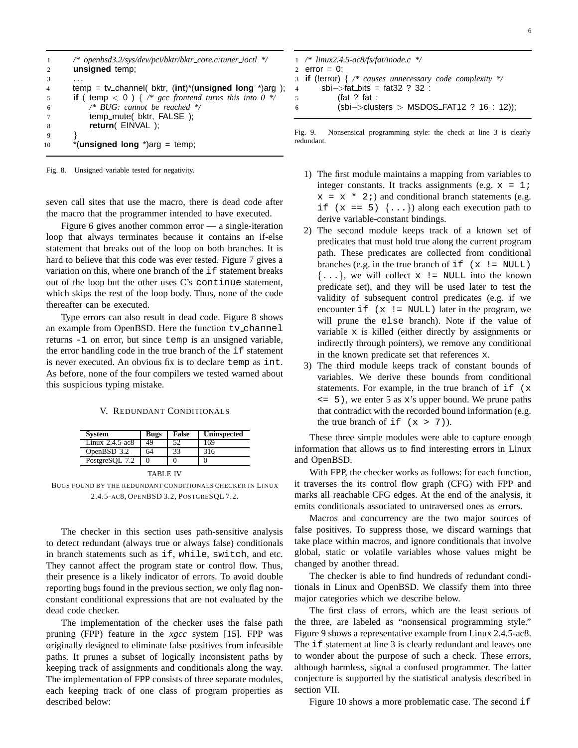```c
/* openbsd3.2/sys/dev/pci/bktr/bktr_core.c:tuner_ioctl */
unsigned temp;
...
temp = tv_channel( bktr, (int)*(unsigned long *)arg );
if ( temp < 0 ) { /* gcc frontend turns this into 0 */
    /* BUG: cannot be reached */
    temp_mute( bktr, FALSE );
    return( EINVAL );
}
*(unsigned long *)arg = temp;
```

Fig. 8. Unsigned variable tested for negativity.

seven call sites that use the macro, there is dead code after the macro that the programmer intended to have executed.

Figure 6 gives another common error — a single-iteration loop that always terminates because it contains an if-else statement that breaks out of the loop on both branches. It is hard to believe that this code was ever tested. Figure 7 gives a variation on this, where one branch of the `if` statement breaks out of the loop but the other uses C's `continue` statement, which skips the rest of the loop body. Thus, none of the code thereafter can be executed.

Type errors can also result in dead code. Figure 8 shows an example from OpenBSD. Here the function `tv_channel` returns `-1` on error, but since `temp` is an unsigned variable, the error handling code in the true branch of the `if` statement is never executed. An obvious fix is to declare `temp` as `int`. As before, none of the four compilers we tested warned about this suspicious typing mistake.

## V. Redundant Conditionals

| System | Bugs | False | Uninspected |
|---|---|---|---|
| Linux 2.4.5-ac8 | 49 | 52 | 169 |
| OpenBSD 3.2 | 64 | 33 | 316 |
| PostgreSQL 7.2 | 0 | 0 | 0 |

TABLE IV
BUGS FOUND BY THE REDUNDANT CONDITIONALS CHECKER IN LINUX 2.4.5-AC8, OPENBSD 3.2, POSTGRESQL 7.2.

The checker in this section uses path-sensitive analysis to detect redundant (always true or always false) conditionals in branch statements such as `if`, `while`, `switch`, and etc. They cannot affect the program state or control flow. Thus, their presence is a likely indicator of errors. To avoid double reporting bugs found in the previous section, we only flag non-constant conditional expressions that are not evaluated by the dead code checker.

The implementation of the checker uses the false path pruning (FPP) feature in the *xgcc* system [15]. FPP was originally designed to eliminate false positives from infeasible paths. It prunes a subset of logically inconsistent paths by keeping track of assignments and conditionals along the way. The implementation of FPP consists of three separate modules, each keeping track of one class of program properties as described below:

```c
/* linux2.4.5-ac8/fs/fat/inode.c */
error = 0;
if (!error) { /* causes unnecessary code complexity */
    sbi->fat_bits = fat32 ? 32 :
        (fat ? fat :
        (sbi->clusters > MSDOS_FAT12 ? 16 : 12));
```

Fig. 9. Nonsensical programming style: the check at line 3 is clearly redundant.

1) The first module maintains a mapping from variables to integer constants. It tracks assignments (e.g. `x = 1; x = x * 2;`) and conditional branch statements (e.g. `if (x == 5) {...}`) along each execution path to derive variable-constant bindings.
2) The second module keeps track of a known set of predicates that must hold true along the current program path. These predicates are collected from conditional branches (e.g. in the true branch of `if (x != NULL) {...}`, we will collect `x != NULL` into the known predicate set), and they will be used later to test the validity of subsequent control predicates (e.g. if we encounter `if (x != NULL)` later in the program, we will prune the `else` branch). Note if the value of variable `x` is killed (either directly by assignments or indirectly through pointers), we remove any conditional in the known predicate set that references `x`.
3) The third module keeps track of constant bounds of variables. We derive these bounds from conditional statements. For example, in the true branch of `if (x <= 5)`, we enter 5 as `x`'s upper bound. We prune paths that contradict with the recorded bound information (e.g. the true branch of `if (x > 7)`).

These three simple modules were able to capture enough information that allows us to find interesting errors in Linux and OpenBSD.

With FPP, the checker works as follows: for each function, it traverses the its control flow graph (CFG) with FPP and marks all reachable CFG edges. At the end of the analysis, it emits conditionals associated to untraversed ones as errors.

Macros and concurrency are the two major sources of false positives. To suppress those, we discard warnings that take place within macros, and ignore conditionals that involve global, static or volatile variables whose values might be changed by another thread.

The checker is able to find hundreds of redundant conditionals in Linux and OpenBSD. We classify them into three major categories which we describe below.

The first class of errors, which are the least serious of the three, are labeled as "nonsensical programming style." Figure 9 shows a representative example from Linux 2.4.5-ac8. The `if` statement at line 3 is clearly redundant and leaves one to wonder about the purpose of such a check. These errors, although harmless, signal a confused programmer. The latter conjecture is supported by the statistical analysis described in section VII.

Figure 10 shows a more problematic case. The second `if`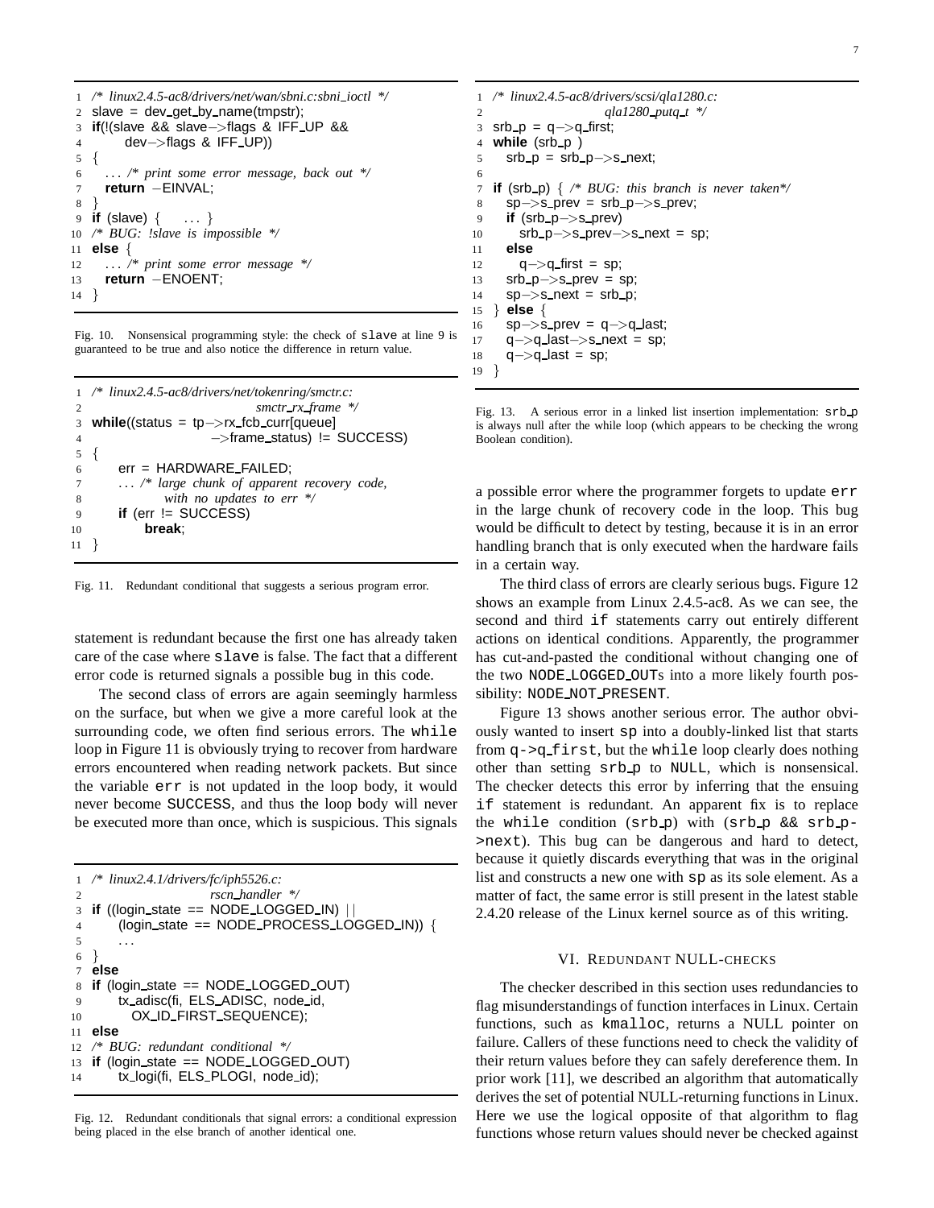```
1  /* linux2.4.5-ac8/drivers/net/wan/sbni.c:sbni_ioctl */
2  slave = dev_get_by_name(tmpstr);
3  if(!(slave && slave->flags & IFF_UP &&
4       dev->flags & IFF_UP))
5  {
6    ... /* print some error message, back out */
7    return -EINVAL;
8  }
9  if (slave) { ... }
10 /* BUG: !slave is impossible */
11 else {
12   ... /* print some error message */
13   return -ENOENT;
14 }
```

Fig. 10. Nonsensical programming style: the check of `slave` at line 9 is guaranteed to be true and also notice the difference in return value.

```
1  /* linux2.4.5-ac8/drivers/net/tokenring/smctr.c:
2                                  smctr_rx_frame */
3  while((status = tp->rx_fcb_curr[queue]
4                  ->frame_status) != SUCCESS)
5  {
6       err = HARDWARE_FAILED;
7       ... /* large chunk of apparent recovery code,
8              with no updates to err */
9       if (err != SUCCESS)
10           break;
11 }
```

Fig. 11. Redundant conditional that suggests a serious program error.

statement is redundant because the first one has already taken care of the case where `slave` is false. The fact that a different error code is returned signals a possible bug in this code.

The second class of errors are again seemingly harmless on the surface, but when we give a more careful look at the surrounding code, we often find serious errors. The `while` loop in Figure 11 is obviously trying to recover from hardware errors encountered when reading network packets. But since the variable `err` is not updated in the loop body, it would never become `SUCCESS`, and thus the loop body will never be executed more than once, which is suspicious. This signals a possible error where the programmer forgets to update `err` in the large chunk of recovery code in the loop. This bug would be difficult to detect by testing, because it is in an error handling branch that is only executed when the hardware fails in a certain way.

```
1  /* linux2.4.1/drivers/fc/iph5526.c:
2                         rscn_handler */
3  if ((login_state == NODE_LOGGED_IN) ||
4      (login_state == NODE_PROCESS_LOGGED_IN)) {
5      ...
6  }
7  else
8  if (login_state == NODE_LOGGED_OUT)
9      tx_adisc(fi, ELS_ADISC, node_id,
10         OX_ID_FIRST_SEQUENCE);
11 else
12 /* BUG: redundant conditional */
13 if (login_state == NODE_LOGGED_OUT)
14     tx_logi(fi, ELS_PLOGI, node_id);
```

Fig. 12. Redundant conditionals that signal errors: a conditional expression being placed in the else branch of another identical one.

```
1  /* linux2.4.5-ac8/drivers/scsi/qla1280.c:
2                         qla1280_putq_t */
3  srb_p = q->q_first;
4  while (srb_p )
5    srb_p = srb_p->s_next;
6
7  if (srb_p) { /* BUG: this branch is never taken*/
8    sp->s_prev = srb_p->s_prev;
9    if (srb_p->s_prev)
10     srb_p->s_prev->s_next = sp;
11   else
12     q->q_first = sp;
13   srb_p->s_prev = sp;
14   sp->s_next = srb_p;
15 } else {
16   sp->s_prev = q->q_last;
17   q->q_last->s_next = sp;
18   q->q_last = sp;
19 }
```

Fig. 13. A serious error in a linked list insertion implementation: `srb_p` is always null after the while loop (which appears to be checking the wrong Boolean condition).

The third class of errors are clearly serious bugs. Figure 12 shows an example from Linux 2.4.5-ac8. As we can see, the second and third `if` statements carry out entirely different actions on identical conditions. Apparently, the programmer has cut-and-pasted the conditional without changing one of the two `NODE_LOGGED_OUT`s into a more likely fourth possibility: `NODE_NOT_PRESENT`.

Figure 13 shows another serious error. The author obviously wanted to insert `sp` into a doubly-linked list that starts from `q->q_first`, but the `while` loop clearly does nothing other than setting `srb_p` to `NULL`, which is nonsensical. The checker detects this error by inferring that the ensuing `if` statement is redundant. An apparent fix is to replace the `while` condition (`srb_p`) with (`srb_p && srb_p->next`). This bug can be dangerous and hard to detect, because it quietly discards everything that was in the original list and constructs a new one with `sp` as its sole element. As a matter of fact, the same error is still present in the latest stable 2.4.20 release of the Linux kernel source as of this writing.

## VI. Redundant NULL-checks

The checker described in this section uses redundancies to flag misunderstandings of function interfaces in Linux. Certain functions, such as `kmalloc`, returns a NULL pointer on failure. Callers of these functions need to check the validity of their return values before they can safely dereference them. In prior work [11], we described an algorithm that automatically derives the set of potential NULL-returning functions in Linux. Here we use the logical opposite of that algorithm to flag functions whose return values should never be checked against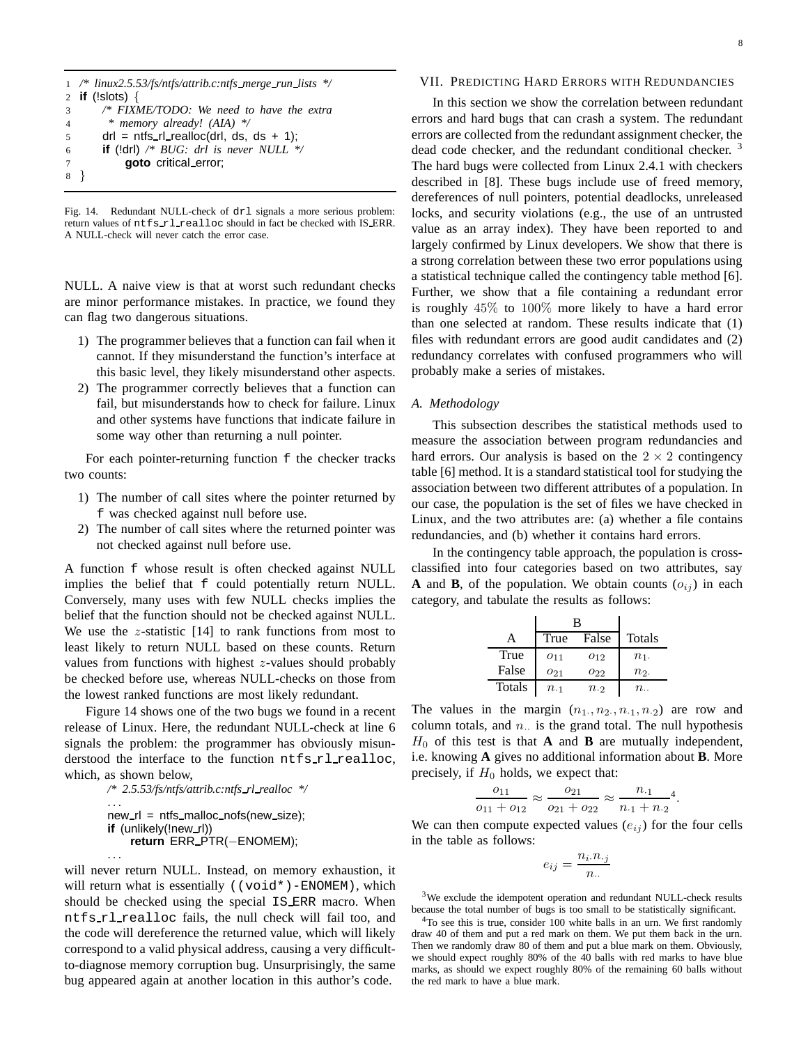```
1  /* linux2.5.53/fs/ntfs/attrib.c:ntfs_merge_run_lists */
2  if (!slots) {
3      /* FIXME/TODO: We need to have the extra
4       * memory already! (AIA) */
5      drl = ntfs_rl_realloc(drl, ds, ds + 1);
6      if (!drl) /* BUG: drl is never NULL */
7          goto critical_error;
8  }
```

Fig. 14. Redundant NULL-check of `drl` signals a more serious problem: return values of `ntfs_rl_realloc` should in fact be checked with IS_ERR. A NULL-check will never catch the error case.

NULL. A naive view is that at worst such redundant checks are minor performance mistakes. In practice, we found they can flag two dangerous situations.

1) The programmer believes that a function can fail when it cannot. If they misunderstand the function's interface at this basic level, they likely misunderstand other aspects.
2) The programmer correctly believes that a function can fail, but misunderstands how to check for failure. Linux and other systems have functions that indicate failure in some way other than returning a null pointer.

For each pointer-returning function `f` the checker tracks two counts:

1) The number of call sites where the pointer returned by `f` was checked against null before use.
2) The number of call sites where the returned pointer was not checked against null before use.

A function `f` whose result is often checked against NULL implies the belief that `f` could potentially return NULL. Conversely, many uses with few NULL checks implies the belief that the function should not be checked against NULL. We use the $z$-statistic [14] to rank functions from most to least likely to return NULL based on these counts. Return values from functions with highest $z$-values should probably be checked before use, whereas NULL-checks on those from the lowest ranked functions are most likely redundant.

Figure 14 shows one of the two bugs we found in a recent release of Linux. Here, the redundant NULL-check at line 6 signals the problem: the programmer has obviously misunderstood the interface to the function `ntfs_rl_realloc`, which, as shown below,

```
/* 2.5.53/fs/ntfs/attrib.c:ntfs_rl_realloc */
...
new_rl = ntfs_malloc_nofs(new_size);
if (unlikely(!new_rl))
    return ERR_PTR(−ENOMEM);
...
```

will never return NULL. Instead, on memory exhaustion, it will return what is essentially `((void*)-ENOMEM)`, which should be checked using the special `IS_ERR` macro. When `ntfs_rl_realloc` fails, the null check will fail too, and the code will dereference the returned value, which will likely correspond to a valid physical address, causing a very difficult-to-diagnose memory corruption bug. Unsurprisingly, the same bug appeared again at another location in this author's code.

## VII. Predicting Hard Errors with Redundancies

In this section we show the correlation between redundant errors and hard bugs that can crash a system. The redundant errors are collected from the redundant assignment checker, the dead code checker, and the redundant conditional checker. [3] The hard bugs were collected from Linux 2.4.1 with checkers described in [8]. These bugs include use of freed memory, dereferences of null pointers, potential deadlocks, unreleased locks, and security violations (e.g., the use of an untrusted value as an array index). They have been reported to and largely confirmed by Linux developers. We show that there is a strong correlation between these two error populations using a statistical technique called the contingency table method [6]. Further, we show that a file containing a redundant error is roughly $45\%$ to $100\%$ more likely to have a hard error than one selected at random. These results indicate that (1) files with redundant errors are good audit candidates and (2) redundancy correlates with confused programmers who will probably make a series of mistakes.

### A. Methodology

This subsection describes the statistical methods used to measure the association between program redundancies and hard errors. Our analysis is based on the $2 \times 2$ contingency table [6] method. It is a standard statistical tool for studying the association between two different attributes of a population. In our case, the population is the set of files we have checked in Linux, and the two attributes are: (a) whether a file contains redundancies, and (b) whether it contains hard errors.

In the contingency table approach, the population is cross-classified into four categories based on two attributes, say **A** and **B**, of the population. We obtain counts ($o_{ij}$) in each category, and tabulate the results as follows:

| A | B: True | B: False | Totals |
|---|---|---|---|
| True | $o_{11}$ | $o_{12}$ | $n_{1\cdot}$ |
| False | $o_{21}$ | $o_{22}$ | $n_{2\cdot}$ |
| Totals | $n_{\cdot 1}$ | $n_{\cdot 2}$ | $n_{\cdot\cdot}$ |

The values in the margin ($n_{1\cdot}, n_{2\cdot}, n_{\cdot 1}, n_{\cdot 2}$) are row and column totals, and $n_{\cdot\cdot}$ is the grand total. The null hypothesis $H_0$ of this test is that **A** and **B** are mutually independent, i.e. knowing **A** gives no additional information about **B**. More precisely, if $H_0$ holds, we expect that:

$$\frac{o_{11}}{o_{11}+o_{12}} \approx \frac{o_{21}}{o_{21}+o_{22}} \approx \frac{n_{\cdot 1}}{n_{\cdot 1}+n_{\cdot 2}} \text{[4]}.$$

We can then compute expected values ($e_{ij}$) for the four cells in the table as follows:

$$e_{ij} = \frac{n_{i\cdot} n_{\cdot j}}{n_{\cdot\cdot}}$$

[3] We exclude the idempotent operation and redundant NULL-check results because the total number of bugs is too small to be statistically significant.

[4] To see this is true, consider 100 white balls in an urn. We first randomly draw 40 of them and put a red mark on them. We put them back in the urn. Then we randomly draw 80 of them and put a blue mark on them. Obviously, we should expect roughly 80% of the 40 balls with red marks to have blue marks, as should we expect roughly 80% of the remaining 60 balls without the red mark to have a blue mark.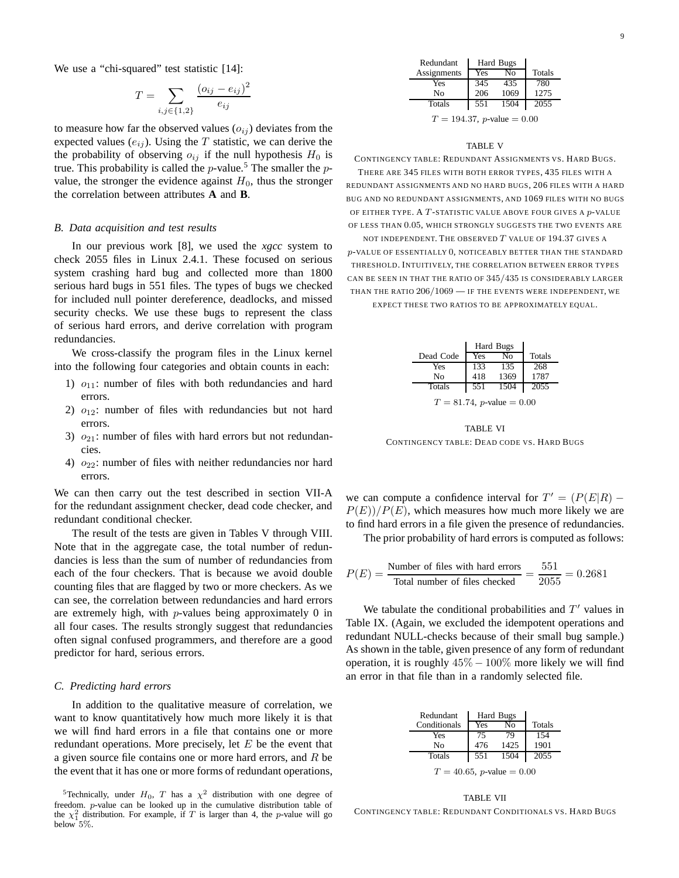We use a "chi-squared" test statistic [14]:

$$T = \sum_{i,j \in \{1,2\}} \frac{(o_{ij} - e_{ij})^2}{e_{ij}}$$

to measure how far the observed values ($o_{ij}$) deviates from the expected values ($e_{ij}$). Using the $T$ statistic, we can derive the the probability of observing $o_{ij}$ if the null hypothesis $H_0$ is true. This probability is called the $p$-value.[5] The smaller the $p$-value, the stronger the evidence against $H_0$, thus the stronger the correlation between attributes **A** and **B**.

### B. Data acquisition and test results

In our previous work [8], we used the *xgcc* system to check 2055 files in Linux 2.4.1. These focused on serious system crashing hard bug and collected more than 1800 serious hard bugs in 551 files. The types of bugs we checked for included null pointer dereference, deadlocks, and missed security checks. We use these bugs to represent the class of serious hard errors, and derive correlation with program redundancies.

We cross-classify the program files in the Linux kernel into the following four categories and obtain counts in each:

1) $o_{11}$: number of files with both redundancies and hard errors.
2) $o_{12}$: number of files with redundancies but not hard errors.
3) $o_{21}$: number of files with hard errors but not redundancies.
4) $o_{22}$: number of files with neither redundancies nor hard errors.

We can then carry out the test described in section VII-A for the redundant assignment checker, dead code checker, and redundant conditional checker.

The result of the tests are given in Tables V through VIII. Note that in the aggregate case, the total number of redundancies is less than the sum of number of redundancies from each of the four checkers. That is because we avoid double counting files that are flagged by two or more checkers. As we can see, the correlation between redundancies and hard errors are extremely high, with $p$-values being approximately 0 in all four cases. The results strongly suggest that redundancies often signal confused programmers, and therefore are a good predictor for hard, serious errors.

### C. Predicting hard errors

In addition to the qualitative measure of correlation, we want to know quantitatively how much more likely it is that we will find hard errors in a file that contains one or more redundant operations. More precisely, let $E$ be the event that a given source file contains one or more hard errors, and $R$ be the event that it has one or more forms of redundant operations, we can compute a confidence interval for $T' = (P(E|R) - P(E))/P(E)$, which measures how much more likely we are to find hard errors in a file given the presence of redundancies.

The prior probability of hard errors is computed as follows:

$$P(E) = \frac{\text{Number of files with hard errors}}{\text{Total number of files checked}} = \frac{551}{2055} = 0.2681$$

We tabulate the conditional probabilities and $T'$ values in Table IX. (Again, we excluded the idempotent operations and redundant NULL-checks because of their small bug sample.) As shown in the table, given presence of any form of redundant operation, it is roughly $45\% - 100\%$ more likely we will find an error in that file than in a randomly selected file.

[5] Technically, under $H_0$, $T$ has a $\chi^2$ distribution with one degree of freedom. $p$-value can be looked up in the cumulative distribution table of the $\chi^2_1$ distribution. For example, if $T$ is larger than 4, the $p$-value will go below 5%.

| Redundant Assignments | Hard Bugs Yes | Hard Bugs No | Totals |
|---|---|---|---|
| Yes | 345 | 435 | 780 |
| No | 206 | 1069 | 1275 |
| Totals | 551 | 1504 | 2055 |

$T = 194.37$, $p$-value $= 0.00$

TABLE V

CONTINGENCY TABLE: REDUNDANT ASSIGNMENTS VS. HARD BUGS. THERE ARE 345 FILES WITH BOTH ERROR TYPES, 435 FILES WITH A REDUNDANT ASSIGNMENTS AND NO HARD BUGS, 206 FILES WITH A HARD BUG AND NO REDUNDANT ASSIGNMENTS, AND 1069 FILES WITH NO BUGS OF EITHER TYPE. A $T$-STATISTIC VALUE ABOVE FOUR GIVES A $p$-VALUE OF LESS THAN 0.05, WHICH STRONGLY SUGGESTS THE TWO EVENTS ARE NOT INDEPENDENT. THE OBSERVED $T$ VALUE OF 194.37 GIVES A $p$-VALUE OF ESSENTIALLY 0, NOTICEABLY BETTER THAN THE STANDARD THRESHOLD. INTUITIVELY, THE CORRELATION BETWEEN ERROR TYPES CAN BE SEEN IN THAT THE RATIO OF 345/435 IS CONSIDERABLY LARGER THAN THE RATIO 206/1069 — IF THE EVENTS WERE INDEPENDENT, WE EXPECT THESE TWO RATIOS TO BE APPROXIMATELY EQUAL.

| Dead Code | Hard Bugs Yes | Hard Bugs No | Totals |
|---|---|---|---|
| Yes | 133 | 135 | 268 |
| No | 418 | 1369 | 1787 |
| Totals | 551 | 1504 | 2055 |

$T = 81.74$, $p$-value $= 0.00$

TABLE VI

CONTINGENCY TABLE: DEAD CODE VS. HARD BUGS

| Redundant Conditionals | Hard Bugs Yes | Hard Bugs No | Totals |
|---|---|---|---|
| Yes | 75 | 79 | 154 |
| No | 476 | 1425 | 1901 |
| Totals | 551 | 1504 | 2055 |

$T = 40.65$, $p$-value $= 0.00$

TABLE VII

CONTINGENCY TABLE: REDUNDANT CONDITIONALS VS. HARD BUGS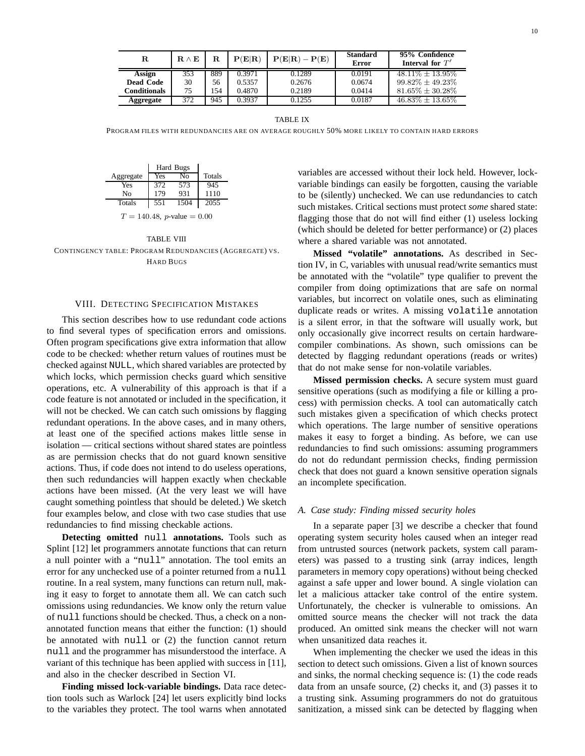| $\mathbf{R}$ | $\mathbf{R} \wedge \mathbf{E}$ | $\mathbf{R}$ | $\mathbf{P(E\|R)}$ | $\mathbf{P(E\|R) - P(E)}$ | **Standard Error** | **95% Confidence Interval for $T'$** |
|---|---|---|---|---|---|---|
| **Assign** | 353 | 889 | 0.3971 | 0.1289 | 0.0191 | $48.11\% \pm 13.95\%$ |
| **Dead Code** | 30 | 56 | 0.5357 | 0.2676 | 0.0674 | $99.82\% \pm 49.23\%$ |
| **Conditionals** | 75 | 154 | 0.4870 | 0.2189 | 0.0414 | $81.65\% \pm 30.28\%$ |
| **Aggregate** | 372 | 945 | 0.3937 | 0.1255 | 0.0187 | $46.83\% \pm 13.65\%$ |

TABLE IX

PROGRAM FILES WITH REDUNDANCIES ARE ON AVERAGE ROUGHLY 50% MORE LIKELY TO CONTAIN HARD ERRORS

| | Hard Bugs | | |
|---|---|---|---|
| Aggregate | Yes | No | Totals |
| Yes | 372 | 573 | 945 |
| No | 179 | 931 | 1110 |
| Totals | 551 | 1504 | 2055 |

$T = 140.48$, $p$-value $= 0.00$

TABLE VIII

CONTINGENCY TABLE: PROGRAM REDUNDANCIES (AGGREGATE) VS. HARD BUGS

## VIII. Detecting Specification Mistakes

This section describes how to use redundant code actions to find several types of specification errors and omissions. Often program specifications give extra information that allow code to be checked: whether return values of routines must be checked against NULL, which shared variables are protected by which locks, which permission checks guard which sensitive operations, etc. A vulnerability of this approach is that if a code feature is not annotated or included in the specification, it will not be checked. We can catch such omissions by flagging redundant operations. In the above cases, and in many others, at least one of the specified actions makes little sense in isolation — critical sections without shared states are pointless as are permission checks that do not guard known sensitive actions. Thus, if code does not intend to do useless operations, then such redundancies will happen exactly when checkable actions have been missed. (At the very least we will have caught something pointless that should be deleted.) We sketch four examples below, and close with two case studies that use redundancies to find missing checkable actions.

**Detecting omitted `null` annotations.** Tools such as Splint [12] let programmers annotate functions that can return a null pointer with a "`null`" annotation. The tool emits an error for any unchecked use of a pointer returned from a `null` routine. In a real system, many functions can return null, making it easy to forget to annotate them all. We can catch such omissions using redundancies. We know only the return value of `null` functions should be checked. Thus, a check on a non-annotated function means that either the function: (1) should be annotated with `null` or (2) the function cannot return `null` and the programmer has misunderstood the interface. A variant of this technique has been applied with success in [11], and also in the checker described in Section VI.

**Finding missed lock-variable bindings.** Data race detection tools such as Warlock [24] let users explicitly bind locks to the variables they protect. The tool warns when annotated variables are accessed without their lock held. However, lock-variable bindings can easily be forgotten, causing the variable to be (silently) unchecked. We can use redundancies to catch such mistakes. Critical sections must protect *some* shared state: flagging those that do not will find either (1) useless locking (which should be deleted for better performance) or (2) places where a shared variable was not annotated.

**Missed "volatile" annotations.** As described in Section IV, in C, variables with unusual read/write semantics must be annotated with the "volatile" type qualifier to prevent the compiler from doing optimizations that are safe on normal variables, but incorrect on volatile ones, such as eliminating duplicate reads or writes. A missing `volatile` annotation is a silent error, in that the software will usually work, but only occasionally give incorrect results on certain hardware-compiler combinations. As shown, such omissions can be detected by flagging redundant operations (reads or writes) that do not make sense for non-volatile variables.

**Missed permission checks.** A secure system must guard sensitive operations (such as modifying a file or killing a process) with permission checks. A tool can automatically catch such mistakes given a specification of which checks protect which operations. The large number of sensitive operations makes it easy to forget a binding. As before, we can use redundancies to find such omissions: assuming programmers do not do redundant permission checks, finding permission check that does not guard a known sensitive operation signals an incomplete specification.

### A. Case study: Finding missed security holes

In a separate paper [3] we describe a checker that found operating system security holes caused when an integer read from untrusted sources (network packets, system call parameters) was passed to a trusting sink (array indices, length parameters in memory copy operations) without being checked against a safe upper and lower bound. A single violation can let a malicious attacker take control of the entire system. Unfortunately, the checker is vulnerable to omissions. An omitted source means the checker will not track the data produced. An omitted sink means the checker will not warn when unsanitized data reaches it.

When implementing the checker we used the ideas in this section to detect such omissions. Given a list of known sources and sinks, the normal checking sequence is: (1) the code reads data from an unsafe source, (2) checks it, and (3) passes it to a trusting sink. Assuming programmers do not do gratuitous sanitization, a missed sink can be detected by flagging when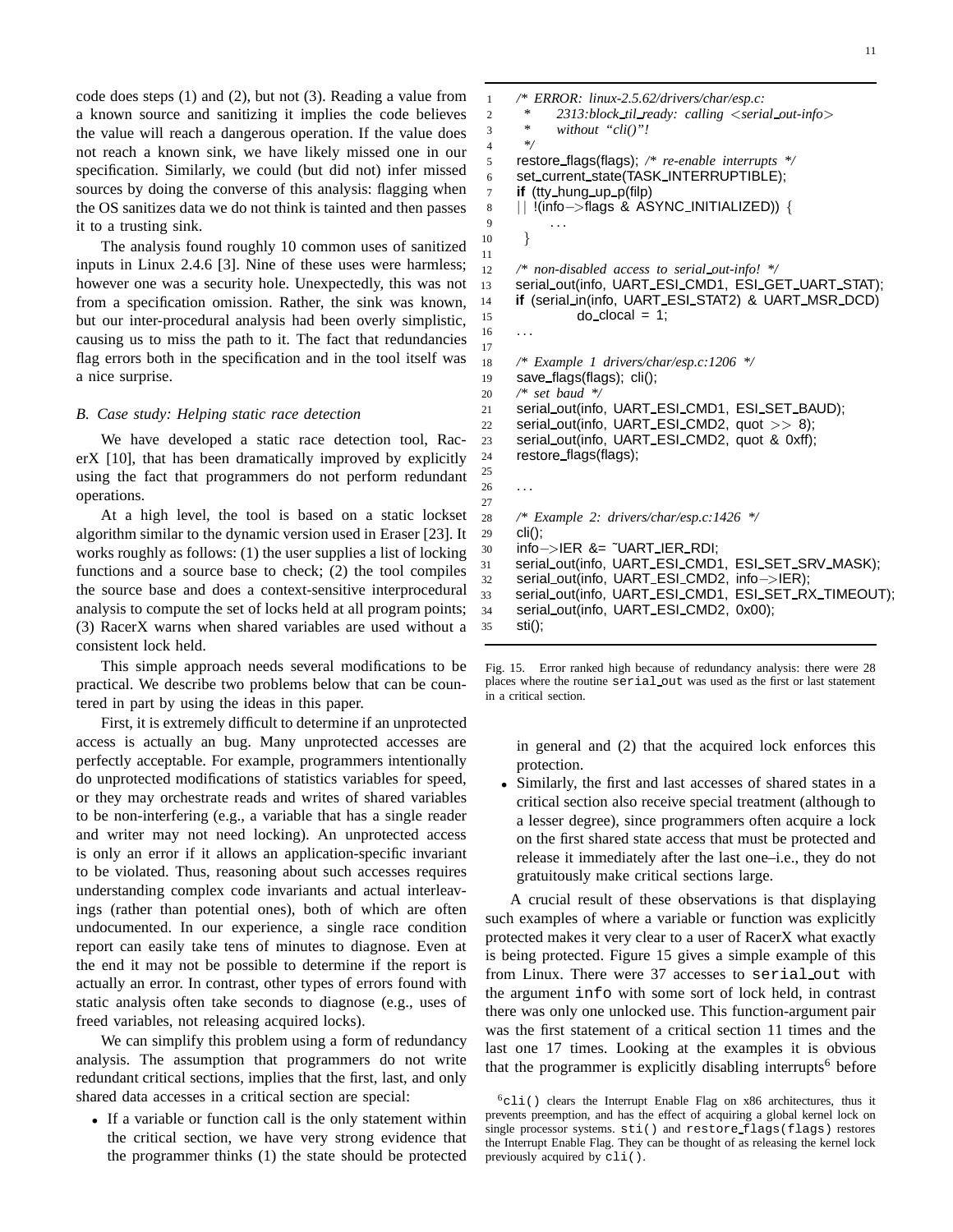code does steps (1) and (2), but not (3). Reading a value from a known source and sanitizing it implies the code believes the value will reach a dangerous operation. If the value does not reach a known sink, we have likely missed one in our specification. Similarly, we could (but did not) infer missed sources by doing the converse of this analysis: flagging when the OS sanitizes data we do not think is tainted and then passes it to a trusting sink.

The analysis found roughly 10 common uses of sanitized inputs in Linux 2.4.6 [3]. Nine of these uses were harmless; however one was a security hole. Unexpectedly, this was not from a specification omission. Rather, the sink was known, but our inter-procedural analysis had been overly simplistic, causing us to miss the path to it. The fact that redundancies flag errors both in the specification and in the tool itself was a nice surprise.

### B. Case study: Helping static race detection

We have developed a static race detection tool, RacerX [10], that has been dramatically improved by explicitly using the fact that programmers do not perform redundant operations.

At a high level, the tool is based on a static lockset algorithm similar to the dynamic version used in Eraser [23]. It works roughly as follows: (1) the user supplies a list of locking functions and a source base to check; (2) the tool compiles the source base and does a context-sensitive interprocedural analysis to compute the set of locks held at all program points; (3) RacerX warns when shared variables are used without a consistent lock held.

This simple approach needs several modifications to be practical. We describe two problems below that can be countered in part by using the ideas in this paper.

First, it is extremely difficult to determine if an unprotected access is actually an bug. Many unprotected accesses are perfectly acceptable. For example, programmers intentionally do unprotected modifications of statistics variables for speed, or they may orchestrate reads and writes of shared variables to be non-interfering (e.g., a variable that has a single reader and writer may not need locking). An unprotected access is only an error if it allows an application-specific invariant to be violated. Thus, reasoning about such accesses requires understanding complex code invariants and actual interleavings (rather than potential ones), both of which are often undocumented. In our experience, a single race condition report can easily take tens of minutes to diagnose. Even at the end it may not be possible to determine if the report is actually an error. In contrast, other types of errors found with static analysis often take seconds to diagnose (e.g., uses of freed variables, not releasing acquired locks).

We can simplify this problem using a form of redundancy analysis. The assumption that programmers do not write redundant critical sections, implies that the first, last, and only shared data accesses in a critical section are special:

- If a variable or function call is the only statement within the critical section, we have very strong evidence that the programmer thinks (1) the state should be protected in general and (2) that the acquired lock enforces this protection.
- Similarly, the first and last accesses of shared states in a critical section also receive special treatment (although to a lesser degree), since programmers often acquire a lock on the first shared state access that must be protected and release it immediately after the last one–i.e., they do not gratuitously make critical sections large.

```
1   /* ERROR: linux-2.5.62/drivers/char/esp.c:
2    *     2313:block_til_ready: calling <serial_out-info>
3    *     without "cli()"!
4    */
5   restore_flags(flags); /* re-enable interrupts */
6   set_current_state(TASK_INTERRUPTIBLE);
7   if (tty_hung_up_p(filp)
8   || !(info->flags & ASYNC_INITIALIZED)) {
9       ...
10  }
11
12  /* non-disabled access to serial_out-info! */
13  serial_out(info, UART_ESI_CMD1, ESI_GET_UART_STAT);
14  if (serial_in(info, UART_ESI_STAT2) & UART_MSR_DCD)
15          do_clocal = 1;
16  ...
17
18  /* Example 1 drivers/char/esp.c:1206 */
19  save_flags(flags); cli();
20  /* set baud */
21  serial_out(info, UART_ESI_CMD1, ESI_SET_BAUD);
22  serial_out(info, UART_ESI_CMD2, quot >> 8);
23  serial_out(info, UART_ESI_CMD2, quot & 0xff);
24  restore_flags(flags);
25
26  ...
27
28  /* Example 2: drivers/char/esp.c:1426 */
29  cli();
30  info->IER &= ~UART_IER_RDI;
31  serial_out(info, UART_ESI_CMD1, ESI_SET_SRV_MASK);
32  serial_out(info, UART_ESI_CMD2, info->IER);
33  serial_out(info, UART_ESI_CMD1, ESI_SET_RX_TIMEOUT);
34  serial_out(info, UART_ESI_CMD2, 0x00);
35  sti();
```

Fig. 15. Error ranked high because of redundancy analysis: there were 28 places where the routine `serial_out` was used as the first or last statement in a critical section.

A crucial result of these observations is that displaying such examples of where a variable or function was explicitly protected makes it very clear to a user of RacerX what exactly is being protected. Figure 15 gives a simple example of this from Linux. There were 37 accesses to `serial_out` with the argument `info` with some sort of lock held, in contrast there was only one unlocked use. This function-argument pair was the first statement of a critical section 11 times and the last one 17 times. Looking at the examples it is obvious that the programmer is explicitly disabling interrupts[6] before

[6] `cli()` clears the Interrupt Enable Flag on x86 architectures, thus it prevents preemption, and has the effect of acquiring a global kernel lock on single processor systems. `sti()` and `restore_flags(flags)` restores the Interrupt Enable Flag. They can be thought of as releasing the kernel lock previously acquired by `cli()`.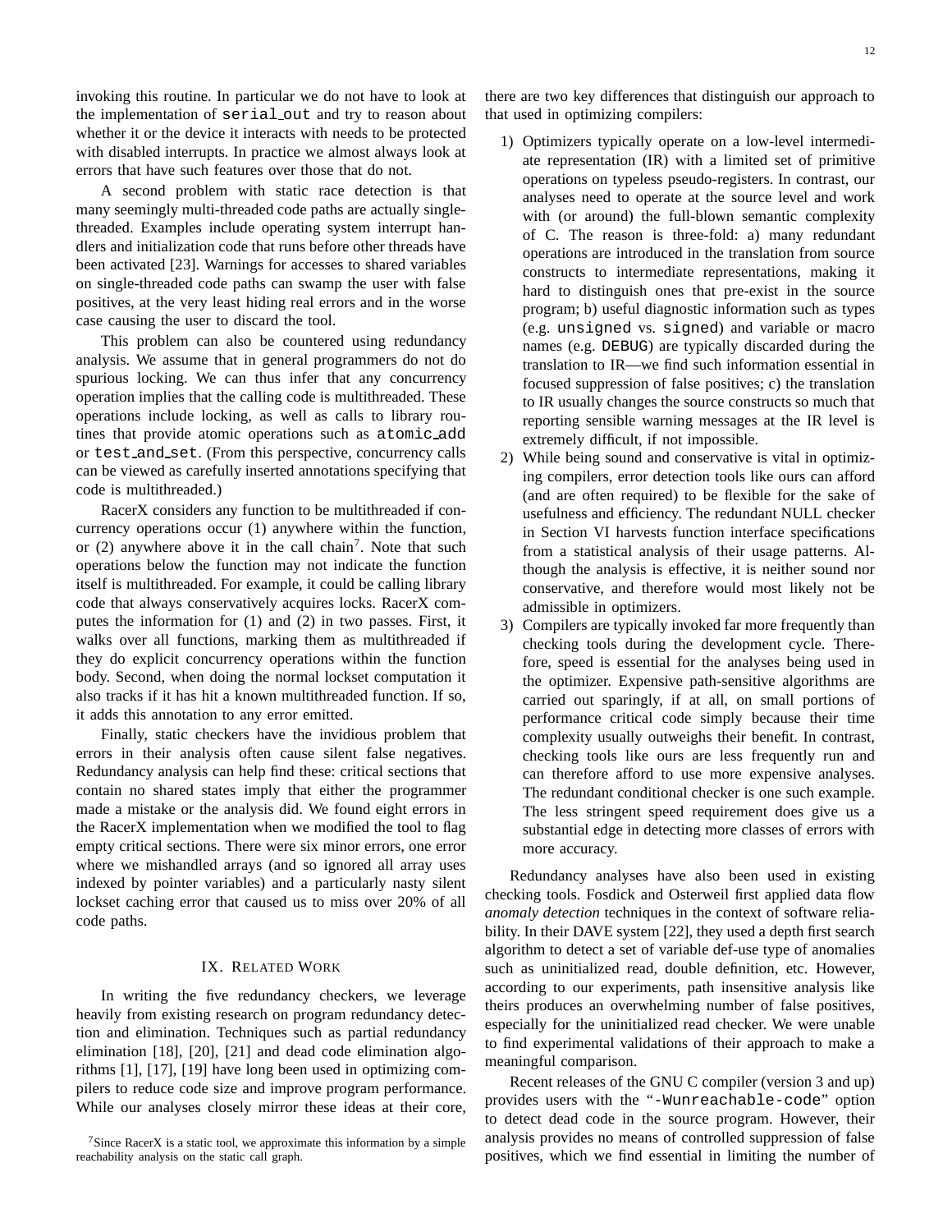invoking this routine. In particular we do not have to look at the implementation of `serial_out` and try to reason about whether it or the device it interacts with needs to be protected with disabled interrupts. In practice we almost always look at errors that have such features over those that do not.

A second problem with static race detection is that many seemingly multi-threaded code paths are actually single-threaded. Examples include operating system interrupt handlers and initialization code that runs before other threads have been activated [23]. Warnings for accesses to shared variables on single-threaded code paths can swamp the user with false positives, at the very least hiding real errors and in the worse case causing the user to discard the tool.

This problem can also be countered using redundancy analysis. We assume that in general programmers do not do spurious locking. We can thus infer that any concurrency operation implies that the calling code is multithreaded. These operations include locking, as well as calls to library routines that provide atomic operations such as `atomic_add` or `test_and_set`. (From this perspective, concurrency calls can be viewed as carefully inserted annotations specifying that code is multithreaded.)

RacerX considers any function to be multithreaded if concurrency operations occur (1) anywhere within the function, or (2) anywhere above it in the call chain[7]. Note that such operations below the function may not indicate the function itself is multithreaded. For example, it could be calling library code that always conservatively acquires locks. RacerX computes the information for (1) and (2) in two passes. First, it walks over all functions, marking them as multithreaded if they do explicit concurrency operations within the function body. Second, when doing the normal lockset computation it also tracks if it has hit a known multithreaded function. If so, it adds this annotation to any error emitted.

Finally, static checkers have the invidious problem that errors in their analysis often cause silent false negatives. Redundancy analysis can help find these: critical sections that contain no shared states imply that either the programmer made a mistake or the analysis did. We found eight errors in the RacerX implementation when we modified the tool to flag empty critical sections. There were six minor errors, one error where we mishandled arrays (and so ignored all array uses indexed by pointer variables) and a particularly nasty silent lockset caching error that caused us to miss over 20% of all code paths.

## IX. Related Work

In writing the five redundancy checkers, we leverage heavily from existing research on program redundancy detection and elimination. Techniques such as partial redundancy elimination [18], [20], [21] and dead code elimination algorithms [1], [17], [19] have long been used in optimizing compilers to reduce code size and improve program performance. While our analyses closely mirror these ideas at their core, there are two key differences that distinguish our approach to that used in optimizing compilers:

1) Optimizers typically operate on a low-level intermediate representation (IR) with a limited set of primitive operations on typeless pseudo-registers. In contrast, our analyses need to operate at the source level and work with (or around) the full-blown semantic complexity of C. The reason is three-fold: a) many redundant operations are introduced in the translation from source constructs to intermediate representations, making it hard to distinguish ones that pre-exist in the source program; b) useful diagnostic information such as types (e.g. `unsigned` vs. `signed`) and variable or macro names (e.g. `DEBUG`) are typically discarded during the translation to IR—we find such information essential in focused suppression of false positives; c) the translation to IR usually changes the source constructs so much that reporting sensible warning messages at the IR level is extremely difficult, if not impossible.
2) While being sound and conservative is vital in optimizing compilers, error detection tools like ours can afford (and are often required) to be flexible for the sake of usefulness and efficiency. The redundant NULL checker in Section VI harvests function interface specifications from a statistical analysis of their usage patterns. Although the analysis is effective, it is neither sound nor conservative, and therefore would most likely not be admissible in optimizers.
3) Compilers are typically invoked far more frequently than checking tools during the development cycle. Therefore, speed is essential for the analyses being used in the optimizer. Expensive path-sensitive algorithms are carried out sparingly, if at all, on small portions of performance critical code simply because their time complexity usually outweighs their benefit. In contrast, checking tools like ours are less frequently run and can therefore afford to use more expensive analyses. The redundant conditional checker is one such example. The less stringent speed requirement does give us a substantial edge in detecting more classes of errors with more accuracy.

Redundancy analyses have also been used in existing checking tools. Fosdick and Osterweil first applied data flow *anomaly detection* techniques in the context of software reliability. In their DAVE system [22], they used a depth first search algorithm to detect a set of variable def-use type of anomalies such as uninitialized read, double definition, etc. However, according to our experiments, path insensitive analysis like theirs produces an overwhelming number of false positives, especially for the uninitialized read checker. We were unable to find experimental validations of their approach to make a meaningful comparison.

Recent releases of the GNU C compiler (version 3 and up) provides users with the "`-Wunreachable-code`" option to detect dead code in the source program. However, their analysis provides no means of controlled suppression of false positives, which we find essential in limiting the number of

[7] Since RacerX is a static tool, we approximate this information by a simple reachability analysis on the static call graph.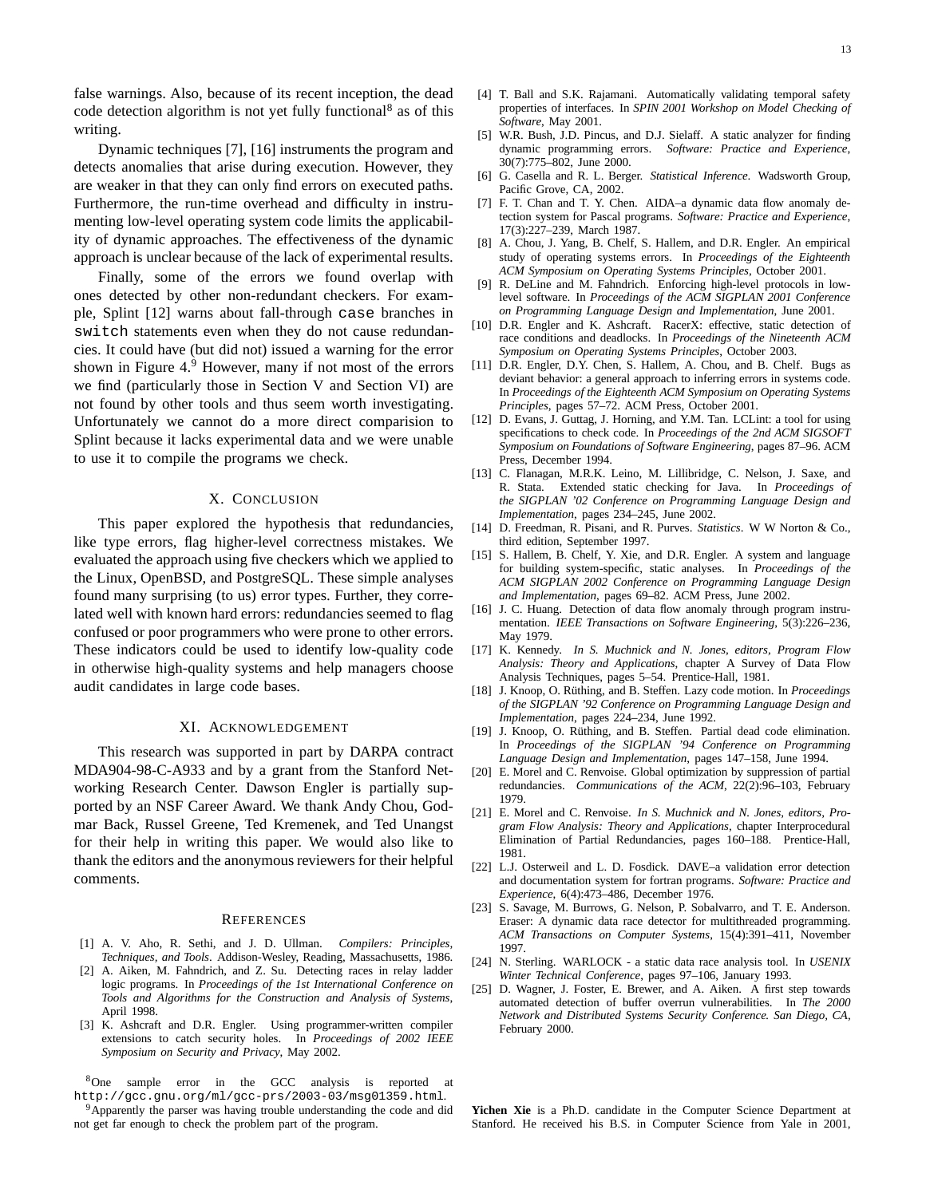false warnings. Also, because of its recent inception, the dead code detection algorithm is not yet fully functional[8] as of this writing.

Dynamic techniques [7], [16] instruments the program and detects anomalies that arise during execution. However, they are weaker in that they can only find errors on executed paths. Furthermore, the run-time overhead and difficulty in instrumenting low-level operating system code limits the applicability of dynamic approaches. The effectiveness of the dynamic approach is unclear because of the lack of experimental results.

Finally, some of the errors we found overlap with ones detected by other non-redundant checkers. For example, Splint [12] warns about fall-through `case` branches in `switch` statements even when they do not cause redundancies. It could have (but did not) issued a warning for the error shown in Figure 4.[9] However, many if not most of the errors we find (particularly those in Section V and Section VI) are not found by other tools and thus seem worth investigating. Unfortunately we cannot do a more direct comparision to Splint because it lacks experimental data and we were unable to use it to compile the programs we check.

## X. Conclusion

This paper explored the hypothesis that redundancies, like type errors, flag higher-level correctness mistakes. We evaluated the approach using five checkers which we applied to the Linux, OpenBSD, and PostgreSQL. These simple analyses found many surprising (to us) error types. Further, they correlated well with known hard errors: redundancies seemed to flag confused or poor programmers who were prone to other errors. These indicators could be used to identify low-quality code in otherwise high-quality systems and help managers choose audit candidates in large code bases.

## XI. Acknowledgement

This research was supported in part by DARPA contract MDA904-98-C-A933 and by a grant from the Stanford Networking Research Center. Dawson Engler is partially supported by an NSF Career Award. We thank Andy Chou, Godmar Back, Russel Greene, Ted Kremenek, and Ted Unangst for their help in writing this paper. We would also like to thank the editors and the anonymous reviewers for their helpful comments.

## References

[1] A. V. Aho, R. Sethi, and J. D. Ullman. *Compilers: Principles, Techniques, and Tools*. Addison-Wesley, Reading, Massachusetts, 1986.

[2] A. Aiken, M. Fahndrich, and Z. Su. Detecting races in relay ladder logic programs. In *Proceedings of the 1st International Conference on Tools and Algorithms for the Construction and Analysis of Systems*, April 1998.

[3] K. Ashcraft and D.R. Engler. Using programmer-written compiler extensions to catch security holes. In *Proceedings of 2002 IEEE Symposium on Security and Privacy*, May 2002.

[4] T. Ball and S.K. Rajamani. Automatically validating temporal safety properties of interfaces. In *SPIN 2001 Workshop on Model Checking of Software*, May 2001.

[5] W.R. Bush, J.D. Pincus, and D.J. Sielaff. A static analyzer for finding dynamic programming errors. *Software: Practice and Experience*, 30(7):775–802, June 2000.

[6] G. Casella and R. L. Berger. *Statistical Inference*. Wadsworth Group, Pacific Grove, CA, 2002.

[7] F. T. Chan and T. Y. Chen. AIDA–a dynamic data flow anomaly detection system for Pascal programs. *Software: Practice and Experience*, 17(3):227–239, March 1987.

[8] A. Chou, J. Yang, B. Chelf, S. Hallem, and D.R. Engler. An empirical study of operating systems errors. In *Proceedings of the Eighteenth ACM Symposium on Operating Systems Principles*, October 2001.

[9] R. DeLine and M. Fahndrich. Enforcing high-level protocols in low-level software. In *Proceedings of the ACM SIGPLAN 2001 Conference on Programming Language Design and Implementation*, June 2001.

[10] D.R. Engler and K. Ashcraft. RacerX: effective, static detection of race conditions and deadlocks. In *Proceedings of the Nineteenth ACM Symposium on Operating Systems Principles*, October 2003.

[11] D.R. Engler, D.Y. Chen, S. Hallem, A. Chou, and B. Chelf. Bugs as deviant behavior: a general approach to inferring errors in systems code. In *Proceedings of the Eighteenth ACM Symposium on Operating Systems Principles*, pages 57–72. ACM Press, October 2001.

[12] D. Evans, J. Guttag, J. Horning, and Y.M. Tan. LCLint: a tool for using specifications to check code. In *Proceedings of the 2nd ACM SIGSOFT Symposium on Foundations of Software Engineering*, pages 87–96. ACM Press, December 1994.

[13] C. Flanagan, M.R.K. Leino, M. Lillibridge, C. Nelson, J. Saxe, and R. Stata. Extended static checking for Java. In *Proceedings of the SIGPLAN '02 Conference on Programming Language Design and Implementation*, pages 234–245, June 2002.

[14] D. Freedman, R. Pisani, and R. Purves. *Statistics*. W W Norton & Co., third edition, September 1997.

[15] S. Hallem, B. Chelf, Y. Xie, and D.R. Engler. A system and language for building system-specific, static analyses. In *Proceedings of the ACM SIGPLAN 2002 Conference on Programming Language Design and Implementation*, pages 69–82. ACM Press, June 2002.

[16] J. C. Huang. Detection of data flow anomaly through program instrumentation. *IEEE Transactions on Software Engineering*, 5(3):226–236, May 1979.

[17] K. Kennedy. *In S. Muchnick and N. Jones, editors, Program Flow Analysis: Theory and Applications*, chapter A Survey of Data Flow Analysis Techniques, pages 5–54. Prentice-Hall, 1981.

[18] J. Knoop, O. Rüthing, and B. Steffen. Lazy code motion. In *Proceedings of the SIGPLAN '92 Conference on Programming Language Design and Implementation*, pages 224–234, June 1992.

[19] J. Knoop, O. Rüthing, and B. Steffen. Partial dead code elimination. In *Proceedings of the SIGPLAN '94 Conference on Programming Language Design and Implementation*, pages 147–158, June 1994.

[20] E. Morel and C. Renvoise. Global optimization by suppression of partial redundancies. *Communications of the ACM*, 22(2):96–103, February 1979.

[21] E. Morel and C. Renvoise. *In S. Muchnick and N. Jones, editors, Program Flow Analysis: Theory and Applications*, chapter Interprocedural Elimination of Partial Redundancies, pages 160–188. Prentice-Hall, 1981.

[22] L.J. Osterweil and L. D. Fosdick. DAVE–a validation error detection and documentation system for fortran programs. *Software: Practice and Experience*, 6(4):473–486, December 1976.

[23] S. Savage, M. Burrows, G. Nelson, P. Sobalvarro, and T. E. Anderson. Eraser: A dynamic data race detector for multithreaded programming. *ACM Transactions on Computer Systems*, 15(4):391–411, November 1997.

[24] N. Sterling. WARLOCK - a static data race analysis tool. In *USENIX Winter Technical Conference*, pages 97–106, January 1993.

[25] D. Wagner, J. Foster, E. Brewer, and A. Aiken. A first step towards automated detection of buffer overrun vulnerabilities. In *The 2000 Network and Distributed Systems Security Conference. San Diego, CA*, February 2000.

---

[8] One sample error in the GCC analysis is reported at `http://gcc.gnu.org/ml/gcc-prs/2003-03/msg01359.html`.

[9] Apparently the parser was having trouble understanding the code and did not get far enough to check the problem part of the program.

**Yichen Xie** is a Ph.D. candidate in the Computer Science Department at Stanford. He received his B.S. in Computer Science from Yale in 2001,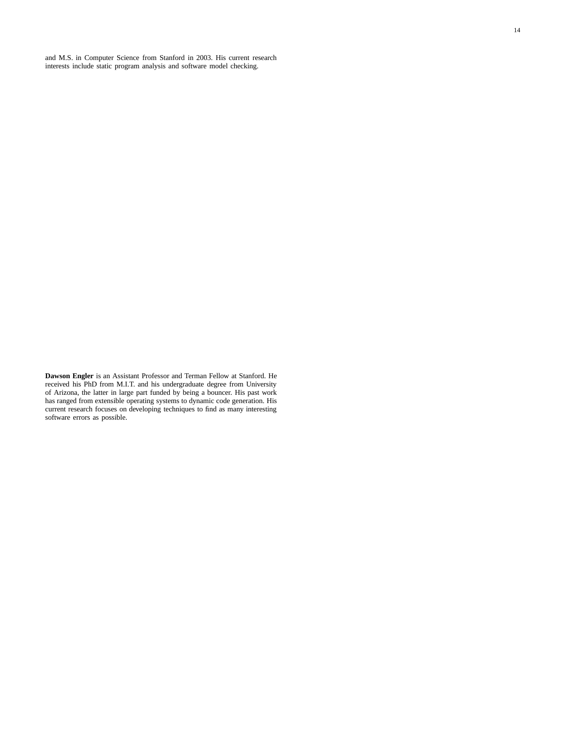and M.S. in Computer Science from Stanford in 2003. His current research interests include static program analysis and software model checking.

**Dawson Engler** is an Assistant Professor and Terman Fellow at Stanford. He received his PhD from M.I.T. and his undergraduate degree from University of Arizona, the latter in large part funded by being a bouncer. His past work has ranged from extensible operating systems to dynamic code generation. His current research focuses on developing techniques to find as many interesting software errors as possible.